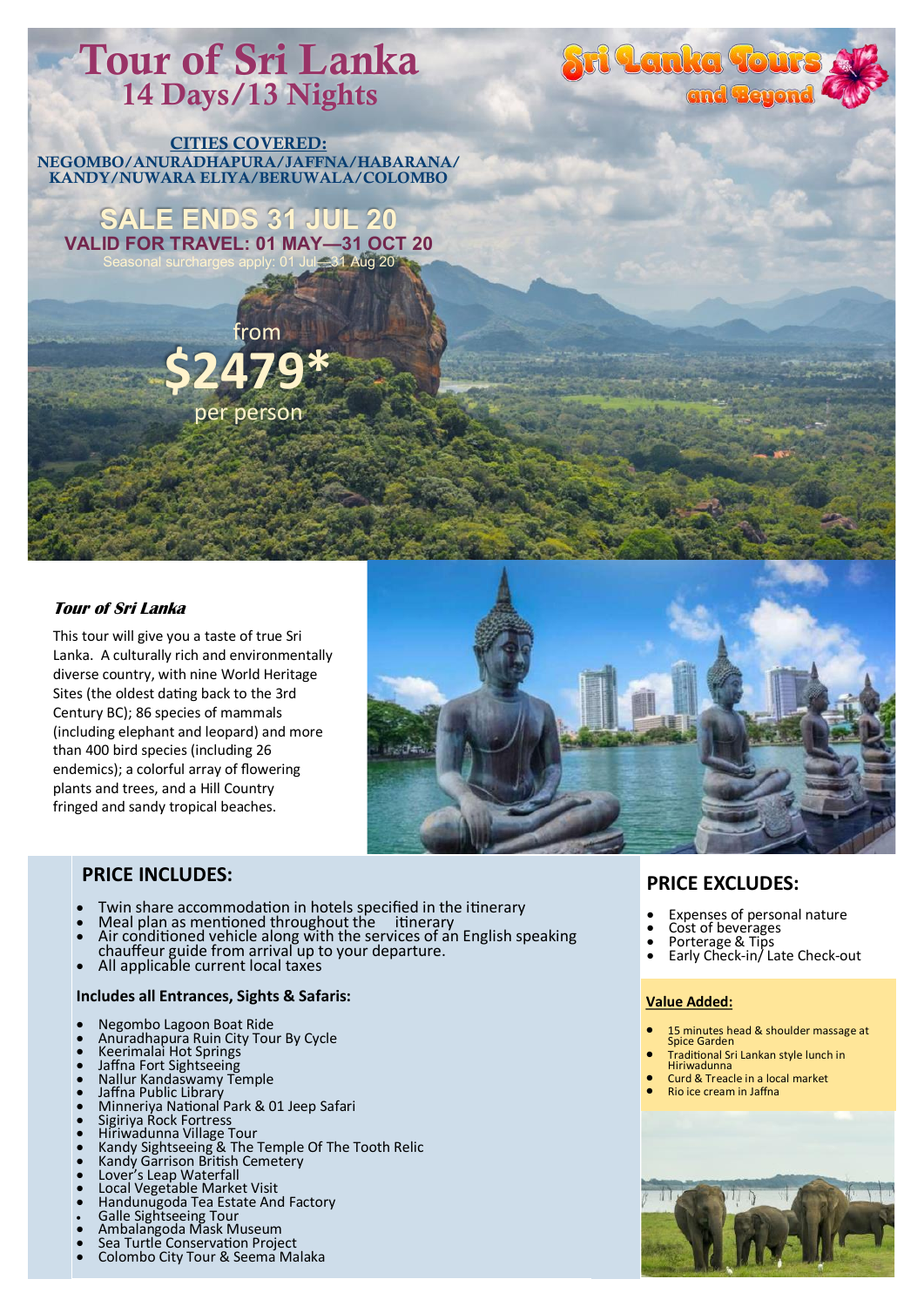# Tour of Sri Lanka
## 14 Days/13 Nights

Sri Lanka Tours and Beyond

**CITIES COVERED:**
NEGOMBO/ANURADHAPURA/JAFFNA/HABARANA/KANDY/NUWARA ELIYA/BERUWALA/COLOMBO

**SALE ENDS 31 JUL 20**
**VALID FOR TRAVEL: 01 MAY—31 OCT 20**
Seasonal surcharges apply: 01 Jul—31 Aug 20

from
**$2479***
per person

### *Tour of Sri Lanka*

This tour will give you a taste of true Sri Lanka. A culturally rich and environmentally diverse country, with nine World Heritage Sites (the oldest dating back to the 3rd Century BC); 86 species of mammals (including elephant and leopard) and more than 400 bird species (including 26 endemics); a colorful array of flowering plants and trees, and a Hill Country fringed and sandy tropical beaches.

## PRICE INCLUDES:

- Twin share accommodation in hotels specified in the itinerary
- Meal plan as mentioned throughout the itinerary
- Air conditioned vehicle along with the services of an English speaking chauffeur guide from arrival up to your departure.
- All applicable current local taxes

**Includes all Entrances, Sights & Safaris:**

- Negombo Lagoon Boat Ride
- Anuradhapura Ruin City Tour By Cycle
- Keerimalai Hot Springs
- Jaffna Fort Sightseeing
- Nallur Kandaswamy Temple
- Jaffna Public Library
- Minneriya National Park & 01 Jeep Safari
- Sigiriya Rock Fortress
- Hiriwadunna Village Tour
- Kandy Sightseeing & The Temple Of The Tooth Relic
- Kandy Garrison British Cemetery
- Lover's Leap Waterfall
- Local Vegetable Market Visit
- Handunugoda Tea Estate And Factory
- Galle Sightseeing Tour
- Ambalangoda Mask Museum
- Sea Turtle Conservation Project
- Colombo City Tour & Seema Malaka

## PRICE EXCLUDES:

- Expenses of personal nature
- Cost of beverages
- Porterage & Tips
- Early Check-in/ Late Check-out

**Value Added:**

- 15 minutes head & shoulder massage at Spice Garden
- Traditional Sri Lankan style lunch in Hiriwadunna
- Curd & Treacle in a local market
- Rio ice cream in Jaffna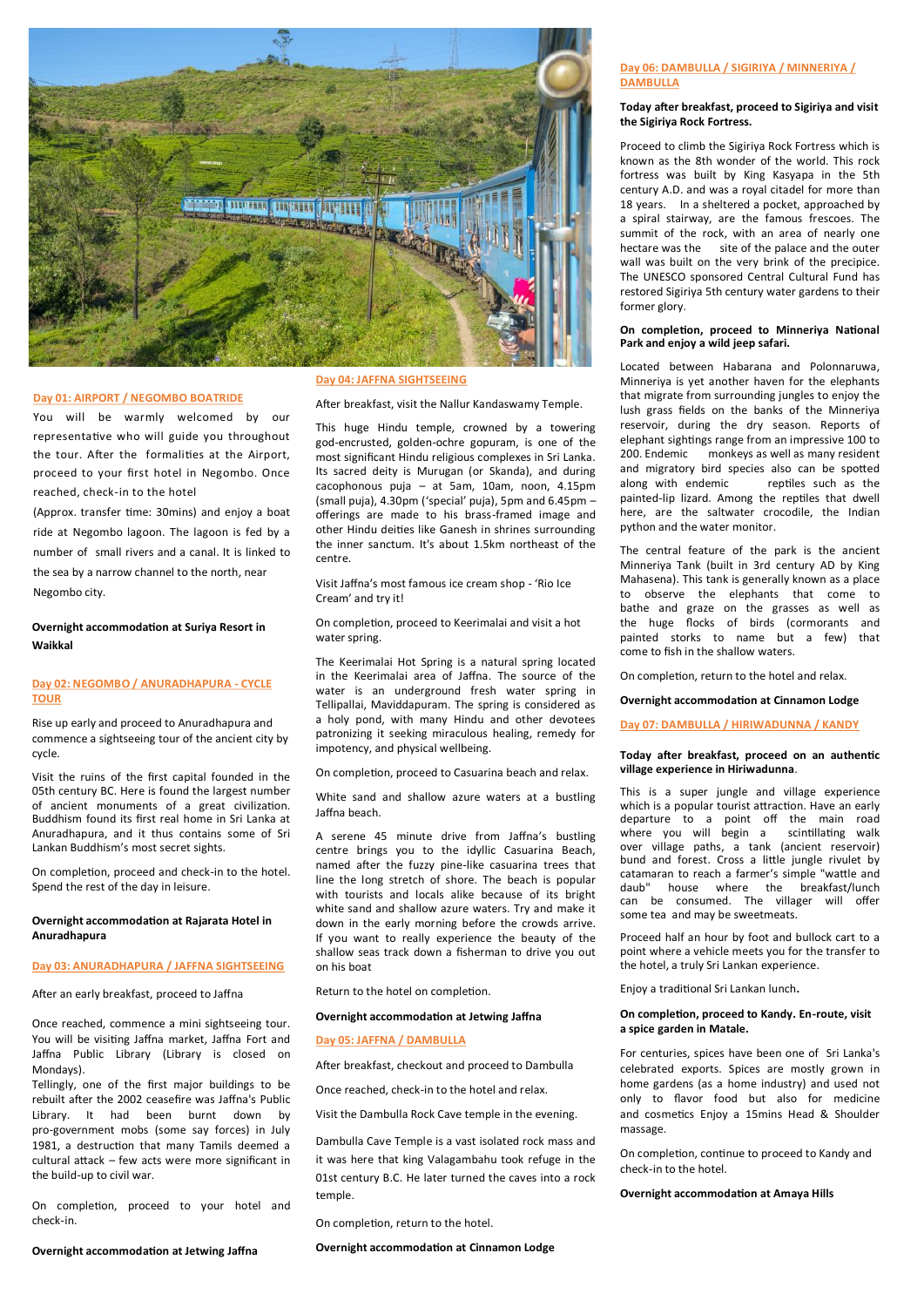## Day 01: AIRPORT / NEGOMBO BOATRIDE

You will be warmly welcomed by our representative who will guide you throughout the tour. After the formalities at the Airport, proceed to your first hotel in Negombo. Once reached, check-in to the hotel

(Approx. transfer time: 30mins) and enjoy a boat ride at Negombo lagoon. The lagoon is fed by a number of small rivers and a canal. It is linked to the sea by a narrow channel to the north, near Negombo city.

**Overnight accommodation at Suriya Resort in Waikkal**

## Day 02: NEGOMBO / ANURADHAPURA - CYCLE TOUR

Rise up early and proceed to Anuradhapura and commence a sightseeing tour of the ancient city by cycle.

Visit the ruins of the first capital founded in the 05th century BC. Here is found the largest number of ancient monuments of a great civilization. Buddhism found its first real home in Sri Lanka at Anuradhapura, and it thus contains some of Sri Lankan Buddhism's most secret sights.

On completion, proceed and check-in to the hotel. Spend the rest of the day in leisure.

**Overnight accommodation at Rajarata Hotel in Anuradhapura**

## Day 03: ANURADHAPURA / JAFFNA SIGHTSEEING

After an early breakfast, proceed to Jaffna

Once reached, commence a mini sightseeing tour. You will be visiting Jaffna market, Jaffna Fort and Jaffna Public Library (Library is closed on Mondays).

Tellingly, one of the first major buildings to be rebuilt after the 2002 ceasefire was Jaffna's Public Library. It had been burnt down by pro-government mobs (some say forces) in July 1981, a destruction that many Tamils deemed a cultural attack – few acts were more significant in the build-up to civil war.

On completion, proceed to your hotel and check-in.

**Overnight accommodation at Jetwing Jaffna**

## Day 04: JAFFNA SIGHTSEEING

After breakfast, visit the Nallur Kandaswamy Temple.

This huge Hindu temple, crowned by a towering god-encrusted, golden-ochre gopuram, is one of the most significant Hindu religious complexes in Sri Lanka. Its sacred deity is Murugan (or Skanda), and during cacophonous puja – at 5am, 10am, noon, 4.15pm (small puja), 4.30pm ('special' puja), 5pm and 6.45pm – offerings are made to his brass-framed image and other Hindu deities like Ganesh in shrines surrounding the inner sanctum. It's about 1.5km northeast of the centre.

Visit Jaffna's most famous ice cream shop - 'Rio Ice Cream' and try it!

On completion, proceed to Keerimalai and visit a hot water spring.

The Keerimalai Hot Spring is a natural spring located in the Keerimalai area of Jaffna. The source of the water is an underground fresh water spring in Tellipallai, Maviddapuram. The spring is considered as a holy pond, with many Hindu and other devotees patronizing it seeking miraculous healing, remedy for impotency, and physical wellbeing.

On completion, proceed to Casuarina beach and relax.

White sand and shallow azure waters at a bustling Jaffna beach.

A serene 45 minute drive from Jaffna's bustling centre brings you to the idyllic Casuarina Beach, named after the fuzzy pine-like casuarina trees that line the long stretch of shore. The beach is popular with tourists and locals alike because of its bright white sand and shallow azure waters. Try and make it down in the early morning before the crowds arrive. If you want to really experience the beauty of the shallow seas track down a fisherman to drive you out on his boat

Return to the hotel on completion.

**Overnight accommodation at Jetwing Jaffna**

## Day 05: JAFFNA / DAMBULLA

After breakfast, checkout and proceed to Dambulla

Once reached, check-in to the hotel and relax.

Visit the Dambulla Rock Cave temple in the evening.

Dambulla Cave Temple is a vast isolated rock mass and it was here that king Valagambahu took refuge in the 01st century B.C. He later turned the caves into a rock temple.

On completion, return to the hotel.

**Overnight accommodation at Cinnamon Lodge**

## Day 06: DAMBULLA / SIGIRIYA / MINNERIYA / DAMBULLA

**Today after breakfast, proceed to Sigiriya and visit the Sigiriya Rock Fortress.**

Proceed to climb the Sigiriya Rock Fortress which is known as the 8th wonder of the world. This rock fortress was built by King Kasyapa in the 5th century A.D. and was a royal citadel for more than 18 years. In a sheltered a pocket, approached by a spiral stairway, are the famous frescoes. The summit of the rock, with an area of nearly one hectare was the site of the palace and the outer wall was built on the very brink of the precipice. The UNESCO sponsored Central Cultural Fund has restored Sigiriya 5th century water gardens to their former glory.

**On completion, proceed to Minneriya National Park and enjoy a wild jeep safari.**

Located between Habarana and Polonnaruwa, Minneriya is yet another haven for the elephants that migrate from surrounding jungles to enjoy the lush grass fields on the banks of the Minneriya reservoir, during the dry season. Reports of elephant sightings range from an impressive 100 to 200. Endemic monkeys as well as many resident and migratory bird species also can be spotted along with endemic reptiles such as the painted-lip lizard. Among the reptiles that dwell here, are the saltwater crocodile, the Indian python and the water monitor.

The central feature of the park is the ancient Minneriya Tank (built in 3rd century AD by King Mahasena). This tank is generally known as a place to observe the elephants that come to bathe and graze on the grasses as well as the huge flocks of birds (cormorants and painted storks to name but a few) that come to fish in the shallow waters.

On completion, return to the hotel and relax.

**Overnight accommodation at Cinnamon Lodge**

## Day 07: DAMBULLA / HIRIWADUNNA / KANDY

**Today after breakfast, proceed on an authentic village experience in Hiriwadunna**.

This is a super jungle and village experience which is a popular tourist attraction. Have an early departure to a point off the main road where you will begin a scintillating walk over village paths, a tank (ancient reservoir) bund and forest. Cross a little jungle rivulet by catamaran to reach a farmer's simple "wattle and daub" house where the breakfast/lunch can be consumed. The villager will offer some tea and may be sweetmeats.

Proceed half an hour by foot and bullock cart to a point where a vehicle meets you for the transfer to the hotel, a truly Sri Lankan experience.

Enjoy a traditional Sri Lankan lunch**.**

**On completion, proceed to Kandy. En-route, visit a spice garden in Matale.**

For centuries, spices have been one of Sri Lanka's celebrated exports. Spices are mostly grown in home gardens (as a home industry) and used not only to flavor food but also for medicine and cosmetics Enjoy a 15mins Head & Shoulder massage.

On completion, continue to proceed to Kandy and check-in to the hotel.

**Overnight accommodation at Amaya Hills**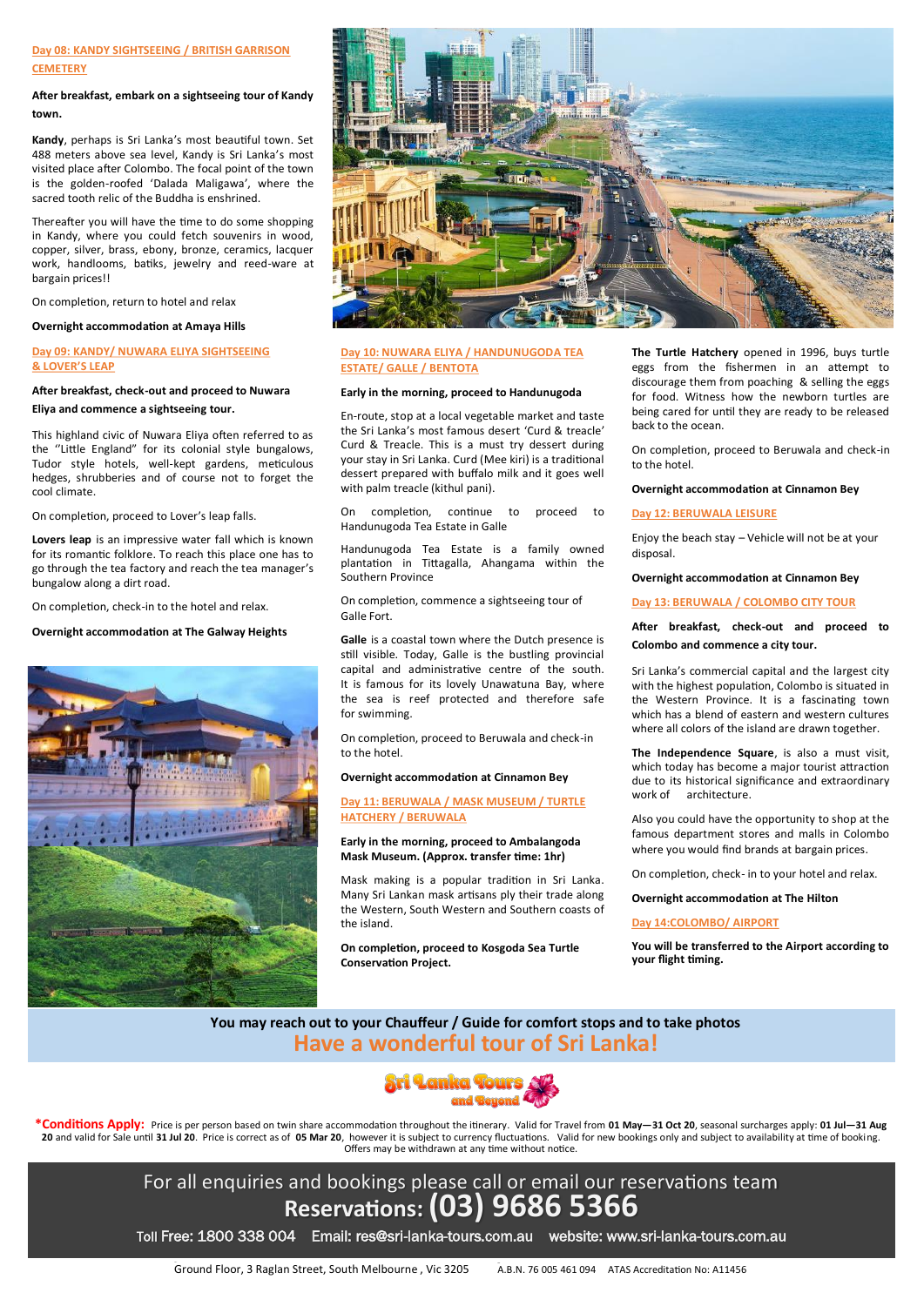## Day 08: KANDY SIGHTSEEING / BRITISH GARRISON CEMETERY

**After breakfast, embark on a sightseeing tour of Kandy town.**

**Kandy**, perhaps is Sri Lanka's most beautiful town. Set 488 meters above sea level, Kandy is Sri Lanka's most visited place after Colombo. The focal point of the town is the golden-roofed 'Dalada Maligawa', where the sacred tooth relic of the Buddha is enshrined.

Thereafter you will have the time to do some shopping in Kandy, where you could fetch souvenirs in wood, copper, silver, brass, ebony, bronze, ceramics, lacquer work, handlooms, batiks, jewelry and reed-ware at bargain prices!!

On completion, return to hotel and relax

**Overnight accommodation at Amaya Hills**

## Day 09: KANDY/ NUWARA ELIYA SIGHTSEEING & LOVER'S LEAP

**After breakfast, check-out and proceed to Nuwara Eliya and commence a sightseeing tour.**

This highland civic of Nuwara Eliya often referred to as the "Little England" for its colonial style bungalows, Tudor style hotels, well-kept gardens, meticulous hedges, shrubberies and of course not to forget the cool climate.

On completion, proceed to Lover's leap falls.

**Lovers leap** is an impressive water fall which is known for its romantic folklore. To reach this place one has to go through the tea factory and reach the tea manager's bungalow along a dirt road.

On completion, check-in to the hotel and relax.

**Overnight accommodation at The Galway Heights**

## Day 10: NUWARA ELIYA / HANDUNUGODA TEA ESTATE/ GALLE / BENTOTA

**Early in the morning, proceed to Handunugoda**

En-route, stop at a local vegetable market and taste the Sri Lanka's most famous desert 'Curd & treacle' Curd & Treacle. This is a must try dessert during your stay in Sri Lanka. Curd (Mee kiri) is a traditional dessert prepared with buffalo milk and it goes well with palm treacle (kithul pani).

On completion, continue to proceed to Handunugoda Tea Estate in Galle

Handunugoda Tea Estate is a family owned plantation in Tittagalla, Ahangama within the Southern Province

On completion, commence a sightseeing tour of Galle Fort.

**Galle** is a coastal town where the Dutch presence is still visible. Today, Galle is the bustling provincial capital and administrative centre of the south. It is famous for its lovely Unawatuna Bay, where the sea is reef protected and therefore safe for swimming.

On completion, proceed to Beruwala and check-in to the hotel.

**Overnight accommodation at Cinnamon Bey**

## Day 11: BERUWALA / MASK MUSEUM / TURTLE HATCHERY / BERUWALA

**Early in the morning, proceed to Ambalangoda Mask Museum. (Approx. transfer time: 1hr)**

Mask making is a popular tradition in Sri Lanka. Many Sri Lankan mask artisans ply their trade along the Western, South Western and Southern coasts of the island.

**On completion, proceed to Kosgoda Sea Turtle Conservation Project.**

**The Turtle Hatchery** opened in 1996, buys turtle eggs from the fishermen in an attempt to discourage them from poaching & selling the eggs for food. Witness how the newborn turtles are being cared for until they are ready to be released back to the ocean.

On completion, proceed to Beruwala and check-in to the hotel.

**Overnight accommodation at Cinnamon Bey**

## Day 12: BERUWALA LEISURE

Enjoy the beach stay – Vehicle will not be at your disposal.

**Overnight accommodation at Cinnamon Bey**

## Day 13: BERUWALA / COLOMBO CITY TOUR

**After breakfast, check-out and proceed to Colombo and commence a city tour.**

Sri Lanka's commercial capital and the largest city with the highest population, Colombo is situated in the Western Province. It is a fascinating town which has a blend of eastern and western cultures where all colors of the island are drawn together.

**The Independence Square**, is also a must visit, which today has become a major tourist attraction due to its historical significance and extraordinary work of architecture.

Also you could have the opportunity to shop at the famous department stores and malls in Colombo where you would find brands at bargain prices.

On completion, check- in to your hotel and relax.

**Overnight accommodation at The Hilton**

## Day 14:COLOMBO/ AIRPORT

**You will be transferred to the Airport according to your flight timing.**

**You may reach out to your Chauffeur / Guide for comfort stops and to take photos**

## Have a wonderful tour of Sri Lanka!

Sri Lanka Tours and Beyond

***Conditions Apply:** Price is per person based on twin share accommodation throughout the itinerary. Valid for Travel from **01 May—31 Oct 20**, seasonal surcharges apply: **01 Jul—31 Aug 20** and valid for Sale until **31 Jul 20**. Price is correct as of **05 Mar 20**, however it is subject to currency fluctuations. Valid for new bookings only and subject to availability at time of booking. Offers may be withdrawn at any time without notice.

For all enquiries and bookings please call or email our reservations team

**Reservations: (03) 9686 5366**

Toll Free: 1800 338 004 Email: res@sri-lanka-tours.com.au website: www.sri-lanka-tours.com.au

Ground Floor, 3 Raglan Street, South Melbourne , Vic 3205 A.B.N. 76 005 461 094 ATAS Accreditation No: A11456